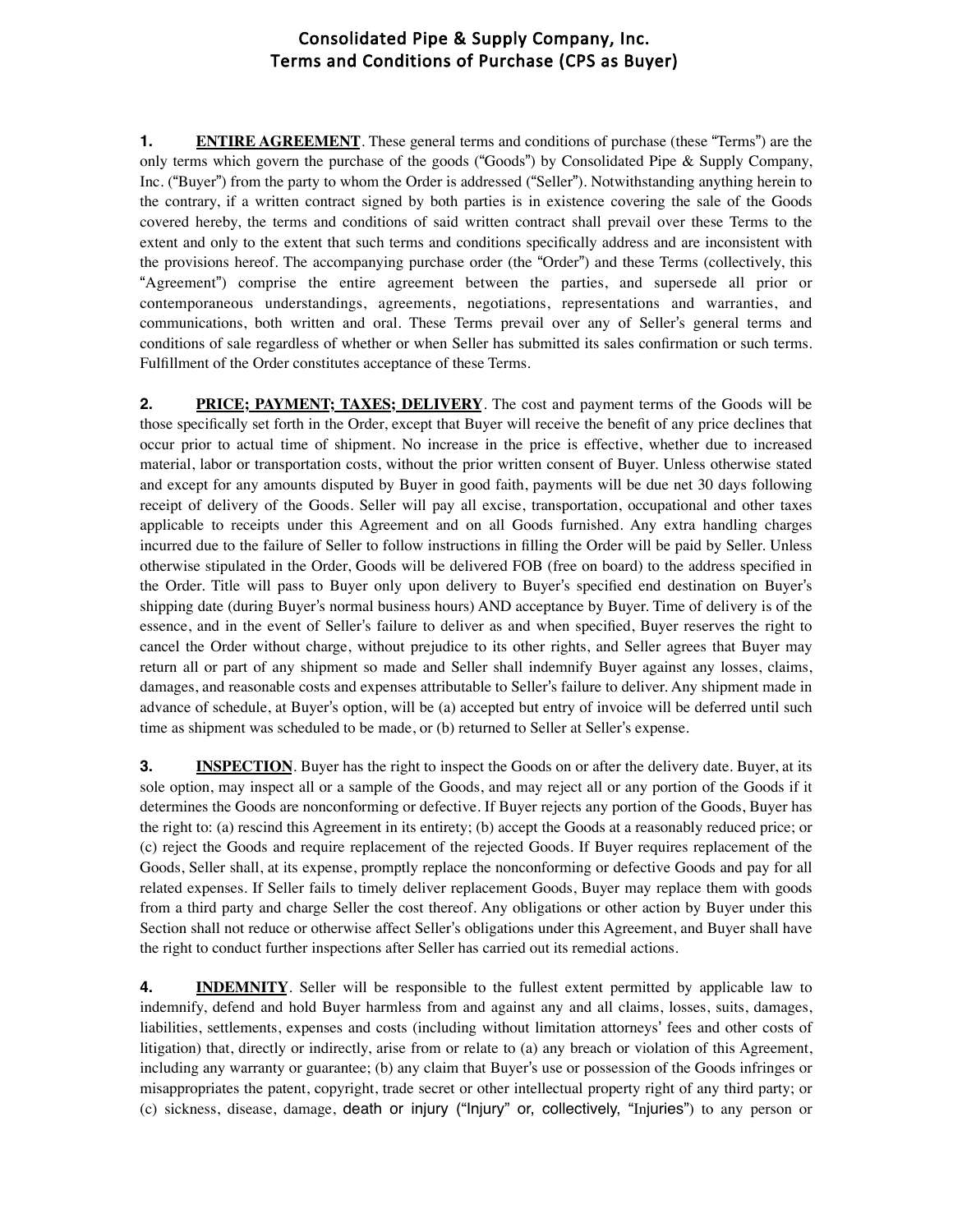# Consolidated Pipe & Supply Company, Inc.
## Terms and Conditions of Purchase (CPS as Buyer)

**1. ENTIRE AGREEMENT**. These general terms and conditions of purchase (these "Terms") are the only terms which govern the purchase of the goods ("Goods") by Consolidated Pipe & Supply Company, Inc. ("Buyer") from the party to whom the Order is addressed ("Seller"). Notwithstanding anything herein to the contrary, if a written contract signed by both parties is in existence covering the sale of the Goods covered hereby, the terms and conditions of said written contract shall prevail over these Terms to the extent and only to the extent that such terms and conditions specifically address and are inconsistent with the provisions hereof. The accompanying purchase order (the "Order") and these Terms (collectively, this "Agreement") comprise the entire agreement between the parties, and supersede all prior or contemporaneous understandings, agreements, negotiations, representations and warranties, and communications, both written and oral. These Terms prevail over any of Seller's general terms and conditions of sale regardless of whether or when Seller has submitted its sales confirmation or such terms. Fulfillment of the Order constitutes acceptance of these Terms.

**2. PRICE; PAYMENT; TAXES; DELIVERY**. The cost and payment terms of the Goods will be those specifically set forth in the Order, except that Buyer will receive the benefit of any price declines that occur prior to actual time of shipment. No increase in the price is effective, whether due to increased material, labor or transportation costs, without the prior written consent of Buyer. Unless otherwise stated and except for any amounts disputed by Buyer in good faith, payments will be due net 30 days following receipt of delivery of the Goods. Seller will pay all excise, transportation, occupational and other taxes applicable to receipts under this Agreement and on all Goods furnished. Any extra handling charges incurred due to the failure of Seller to follow instructions in filling the Order will be paid by Seller. Unless otherwise stipulated in the Order, Goods will be delivered FOB (free on board) to the address specified in the Order. Title will pass to Buyer only upon delivery to Buyer's specified end destination on Buyer's shipping date (during Buyer's normal business hours) AND acceptance by Buyer. Time of delivery is of the essence, and in the event of Seller's failure to deliver as and when specified, Buyer reserves the right to cancel the Order without charge, without prejudice to its other rights, and Seller agrees that Buyer may return all or part of any shipment so made and Seller shall indemnify Buyer against any losses, claims, damages, and reasonable costs and expenses attributable to Seller's failure to deliver. Any shipment made in advance of schedule, at Buyer's option, will be (a) accepted but entry of invoice will be deferred until such time as shipment was scheduled to be made, or (b) returned to Seller at Seller's expense.

**3. INSPECTION**. Buyer has the right to inspect the Goods on or after the delivery date. Buyer, at its sole option, may inspect all or a sample of the Goods, and may reject all or any portion of the Goods if it determines the Goods are nonconforming or defective. If Buyer rejects any portion of the Goods, Buyer has the right to: (a) rescind this Agreement in its entirety; (b) accept the Goods at a reasonably reduced price; or (c) reject the Goods and require replacement of the rejected Goods. If Buyer requires replacement of the Goods, Seller shall, at its expense, promptly replace the nonconforming or defective Goods and pay for all related expenses. If Seller fails to timely deliver replacement Goods, Buyer may replace them with goods from a third party and charge Seller the cost thereof. Any obligations or other action by Buyer under this Section shall not reduce or otherwise affect Seller's obligations under this Agreement, and Buyer shall have the right to conduct further inspections after Seller has carried out its remedial actions.

**4. INDEMNITY**. Seller will be responsible to the fullest extent permitted by applicable law to indemnify, defend and hold Buyer harmless from and against any and all claims, losses, suits, damages, liabilities, settlements, expenses and costs (including without limitation attorneys' fees and other costs of litigation) that, directly or indirectly, arise from or relate to (a) any breach or violation of this Agreement, including any warranty or guarantee; (b) any claim that Buyer's use or possession of the Goods infringes or misappropriates the patent, copyright, trade secret or other intellectual property right of any third party; or (c) sickness, disease, damage, death or injury ("Injury" or, collectively, "Injuries") to any person or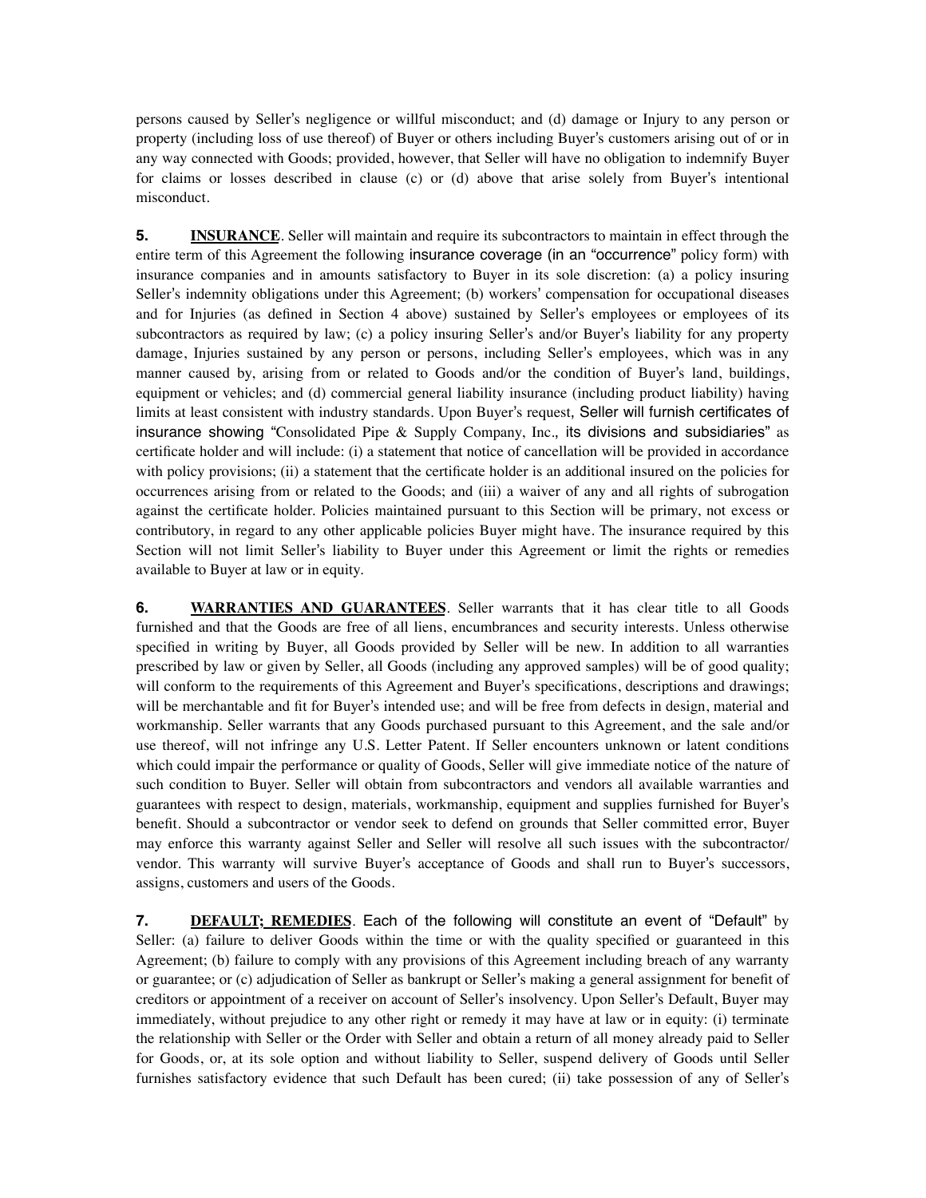persons caused by Seller's negligence or willful misconduct; and (d) damage or Injury to any person or property (including loss of use thereof) of Buyer or others including Buyer's customers arising out of or in any way connected with Goods; provided, however, that Seller will have no obligation to indemnify Buyer for claims or losses described in clause (c) or (d) above that arise solely from Buyer's intentional misconduct.

**5.** **INSURANCE**. Seller will maintain and require its subcontractors to maintain in effect through the entire term of this Agreement the following insurance coverage (in an "occurrence" policy form) with insurance companies and in amounts satisfactory to Buyer in its sole discretion: (a) a policy insuring Seller's indemnity obligations under this Agreement; (b) workers' compensation for occupational diseases and for Injuries (as defined in Section 4 above) sustained by Seller's employees or employees of its subcontractors as required by law; (c) a policy insuring Seller's and/or Buyer's liability for any property damage, Injuries sustained by any person or persons, including Seller's employees, which was in any manner caused by, arising from or related to Goods and/or the condition of Buyer's land, buildings, equipment or vehicles; and (d) commercial general liability insurance (including product liability) having limits at least consistent with industry standards. Upon Buyer's request, Seller will furnish certificates of insurance showing "Consolidated Pipe & Supply Company, Inc., its divisions and subsidiaries" as certificate holder and will include: (i) a statement that notice of cancellation will be provided in accordance with policy provisions; (ii) a statement that the certificate holder is an additional insured on the policies for occurrences arising from or related to the Goods; and (iii) a waiver of any and all rights of subrogation against the certificate holder. Policies maintained pursuant to this Section will be primary, not excess or contributory, in regard to any other applicable policies Buyer might have. The insurance required by this Section will not limit Seller's liability to Buyer under this Agreement or limit the rights or remedies available to Buyer at law or in equity.

**6.** **WARRANTIES AND GUARANTEES**. Seller warrants that it has clear title to all Goods furnished and that the Goods are free of all liens, encumbrances and security interests. Unless otherwise specified in writing by Buyer, all Goods provided by Seller will be new. In addition to all warranties prescribed by law or given by Seller, all Goods (including any approved samples) will be of good quality; will conform to the requirements of this Agreement and Buyer's specifications, descriptions and drawings; will be merchantable and fit for Buyer's intended use; and will be free from defects in design, material and workmanship. Seller warrants that any Goods purchased pursuant to this Agreement, and the sale and/or use thereof, will not infringe any U.S. Letter Patent. If Seller encounters unknown or latent conditions which could impair the performance or quality of Goods, Seller will give immediate notice of the nature of such condition to Buyer. Seller will obtain from subcontractors and vendors all available warranties and guarantees with respect to design, materials, workmanship, equipment and supplies furnished for Buyer's benefit. Should a subcontractor or vendor seek to defend on grounds that Seller committed error, Buyer may enforce this warranty against Seller and Seller will resolve all such issues with the subcontractor/vendor. This warranty will survive Buyer's acceptance of Goods and shall run to Buyer's successors, assigns, customers and users of the Goods.

**7.** **DEFAULT; REMEDIES**. Each of the following will constitute an event of "Default" by Seller: (a) failure to deliver Goods within the time or with the quality specified or guaranteed in this Agreement; (b) failure to comply with any provisions of this Agreement including breach of any warranty or guarantee; or (c) adjudication of Seller as bankrupt or Seller's making a general assignment for benefit of creditors or appointment of a receiver on account of Seller's insolvency. Upon Seller's Default, Buyer may immediately, without prejudice to any other right or remedy it may have at law or in equity: (i) terminate the relationship with Seller or the Order with Seller and obtain a return of all money already paid to Seller for Goods, or, at its sole option and without liability to Seller, suspend delivery of Goods until Seller furnishes satisfactory evidence that such Default has been cured; (ii) take possession of any of Seller's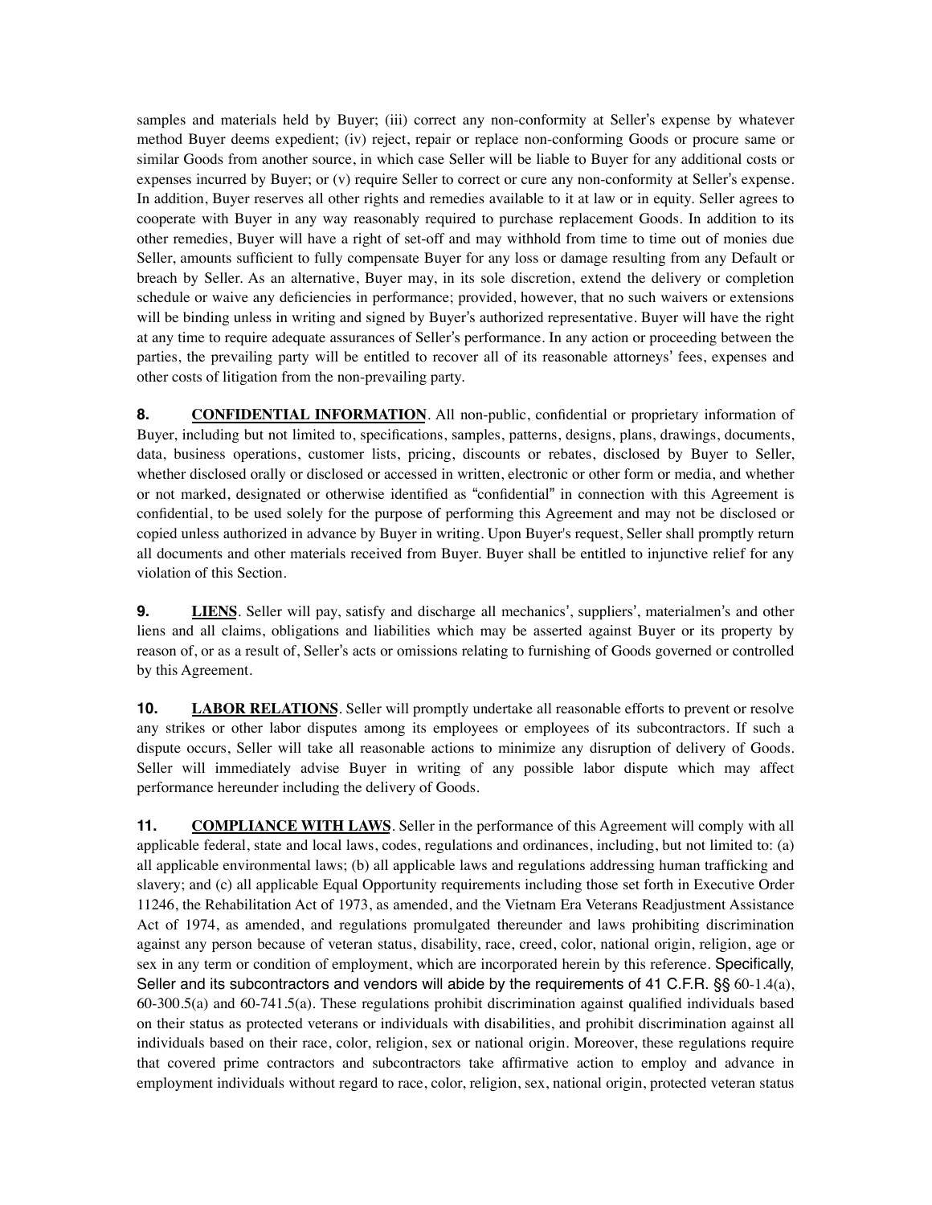samples and materials held by Buyer; (iii) correct any non-conformity at Seller's expense by whatever method Buyer deems expedient; (iv) reject, repair or replace non-conforming Goods or procure same or similar Goods from another source, in which case Seller will be liable to Buyer for any additional costs or expenses incurred by Buyer; or (v) require Seller to correct or cure any non-conformity at Seller's expense. In addition, Buyer reserves all other rights and remedies available to it at law or in equity. Seller agrees to cooperate with Buyer in any way reasonably required to purchase replacement Goods. In addition to its other remedies, Buyer will have a right of set-off and may withhold from time to time out of monies due Seller, amounts sufficient to fully compensate Buyer for any loss or damage resulting from any Default or breach by Seller. As an alternative, Buyer may, in its sole discretion, extend the delivery or completion schedule or waive any deficiencies in performance; provided, however, that no such waivers or extensions will be binding unless in writing and signed by Buyer's authorized representative. Buyer will have the right at any time to require adequate assurances of Seller's performance. In any action or proceeding between the parties, the prevailing party will be entitled to recover all of its reasonable attorneys' fees, expenses and other costs of litigation from the non-prevailing party.

**8.** **CONFIDENTIAL INFORMATION**. All non-public, confidential or proprietary information of Buyer, including but not limited to, specifications, samples, patterns, designs, plans, drawings, documents, data, business operations, customer lists, pricing, discounts or rebates, disclosed by Buyer to Seller, whether disclosed orally or disclosed or accessed in written, electronic or other form or media, and whether or not marked, designated or otherwise identified as "confidential" in connection with this Agreement is confidential, to be used solely for the purpose of performing this Agreement and may not be disclosed or copied unless authorized in advance by Buyer in writing. Upon Buyer's request, Seller shall promptly return all documents and other materials received from Buyer. Buyer shall be entitled to injunctive relief for any violation of this Section.

**9.** **LIENS**. Seller will pay, satisfy and discharge all mechanics', suppliers', materialmen's and other liens and all claims, obligations and liabilities which may be asserted against Buyer or its property by reason of, or as a result of, Seller's acts or omissions relating to furnishing of Goods governed or controlled by this Agreement.

**10.** **LABOR RELATIONS**. Seller will promptly undertake all reasonable efforts to prevent or resolve any strikes or other labor disputes among its employees or employees of its subcontractors. If such a dispute occurs, Seller will take all reasonable actions to minimize any disruption of delivery of Goods. Seller will immediately advise Buyer in writing of any possible labor dispute which may affect performance hereunder including the delivery of Goods.

**11.** **COMPLIANCE WITH LAWS**. Seller in the performance of this Agreement will comply with all applicable federal, state and local laws, codes, regulations and ordinances, including, but not limited to: (a) all applicable environmental laws; (b) all applicable laws and regulations addressing human trafficking and slavery; and (c) all applicable Equal Opportunity requirements including those set forth in Executive Order 11246, the Rehabilitation Act of 1973, as amended, and the Vietnam Era Veterans Readjustment Assistance Act of 1974, as amended, and regulations promulgated thereunder and laws prohibiting discrimination against any person because of veteran status, disability, race, creed, color, national origin, religion, age or sex in any term or condition of employment, which are incorporated herein by this reference. Specifically, Seller and its subcontractors and vendors will abide by the requirements of 41 C.F.R. §§ 60-1.4(a), 60-300.5(a) and 60-741.5(a). These regulations prohibit discrimination against qualified individuals based on their status as protected veterans or individuals with disabilities, and prohibit discrimination against all individuals based on their race, color, religion, sex or national origin. Moreover, these regulations require that covered prime contractors and subcontractors take affirmative action to employ and advance in employment individuals without regard to race, color, religion, sex, national origin, protected veteran status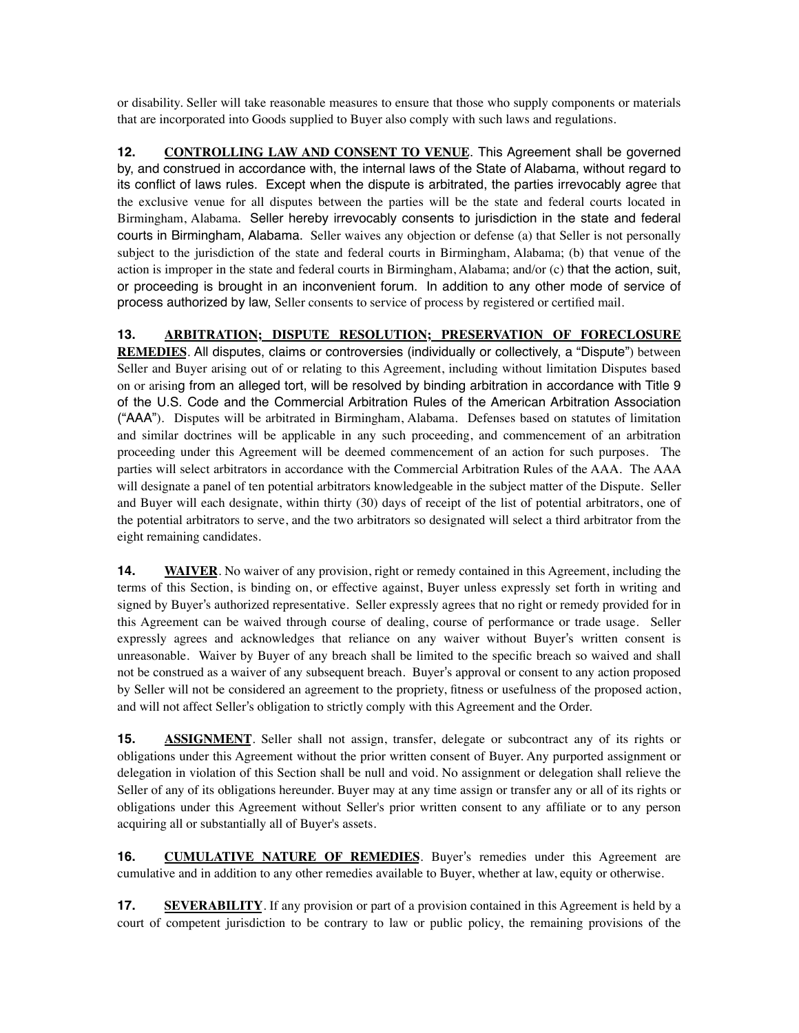or disability. Seller will take reasonable measures to ensure that those who supply components or materials that are incorporated into Goods supplied to Buyer also comply with such laws and regulations.

**12. <u>CONTROLLING LAW AND CONSENT TO VENUE</u>**. This Agreement shall be governed by, and construed in accordance with, the internal laws of the State of Alabama, without regard to its conflict of laws rules. Except when the dispute is arbitrated, the parties irrevocably agree that the exclusive venue for all disputes between the parties will be the state and federal courts located in Birmingham, Alabama. Seller hereby irrevocably consents to jurisdiction in the state and federal courts in Birmingham, Alabama. Seller waives any objection or defense (a) that Seller is not personally subject to the jurisdiction of the state and federal courts in Birmingham, Alabama; (b) that venue of the action is improper in the state and federal courts in Birmingham, Alabama; and/or (c) that the action, suit, or proceeding is brought in an inconvenient forum. In addition to any other mode of service of process authorized by law, Seller consents to service of process by registered or certified mail.

**13. <u>ARBITRATION; DISPUTE RESOLUTION; PRESERVATION OF FORECLOSURE REMEDIES</u>**. All disputes, claims or controversies (individually or collectively, a "Dispute") between Seller and Buyer arising out of or relating to this Agreement, including without limitation Disputes based on or arising from an alleged tort, will be resolved by binding arbitration in accordance with Title 9 of the U.S. Code and the Commercial Arbitration Rules of the American Arbitration Association ("AAA"). Disputes will be arbitrated in Birmingham, Alabama. Defenses based on statutes of limitation and similar doctrines will be applicable in any such proceeding, and commencement of an arbitration proceeding under this Agreement will be deemed commencement of an action for such purposes. The parties will select arbitrators in accordance with the Commercial Arbitration Rules of the AAA. The AAA will designate a panel of ten potential arbitrators knowledgeable in the subject matter of the Dispute. Seller and Buyer will each designate, within thirty (30) days of receipt of the list of potential arbitrators, one of the potential arbitrators to serve, and the two arbitrators so designated will select a third arbitrator from the eight remaining candidates.

**14. <u>WAIVER</u>**. No waiver of any provision, right or remedy contained in this Agreement, including the terms of this Section, is binding on, or effective against, Buyer unless expressly set forth in writing and signed by Buyer's authorized representative. Seller expressly agrees that no right or remedy provided for in this Agreement can be waived through course of dealing, course of performance or trade usage. Seller expressly agrees and acknowledges that reliance on any waiver without Buyer's written consent is unreasonable. Waiver by Buyer of any breach shall be limited to the specific breach so waived and shall not be construed as a waiver of any subsequent breach. Buyer's approval or consent to any action proposed by Seller will not be considered an agreement to the propriety, fitness or usefulness of the proposed action, and will not affect Seller's obligation to strictly comply with this Agreement and the Order.

**15. <u>ASSIGNMENT</u>**. Seller shall not assign, transfer, delegate or subcontract any of its rights or obligations under this Agreement without the prior written consent of Buyer. Any purported assignment or delegation in violation of this Section shall be null and void. No assignment or delegation shall relieve the Seller of any of its obligations hereunder. Buyer may at any time assign or transfer any or all of its rights or obligations under this Agreement without Seller's prior written consent to any affiliate or to any person acquiring all or substantially all of Buyer's assets.

**16. <u>CUMULATIVE NATURE OF REMEDIES</u>**. Buyer's remedies under this Agreement are cumulative and in addition to any other remedies available to Buyer, whether at law, equity or otherwise.

**17. <u>SEVERABILITY</u>**. If any provision or part of a provision contained in this Agreement is held by a court of competent jurisdiction to be contrary to law or public policy, the remaining provisions of the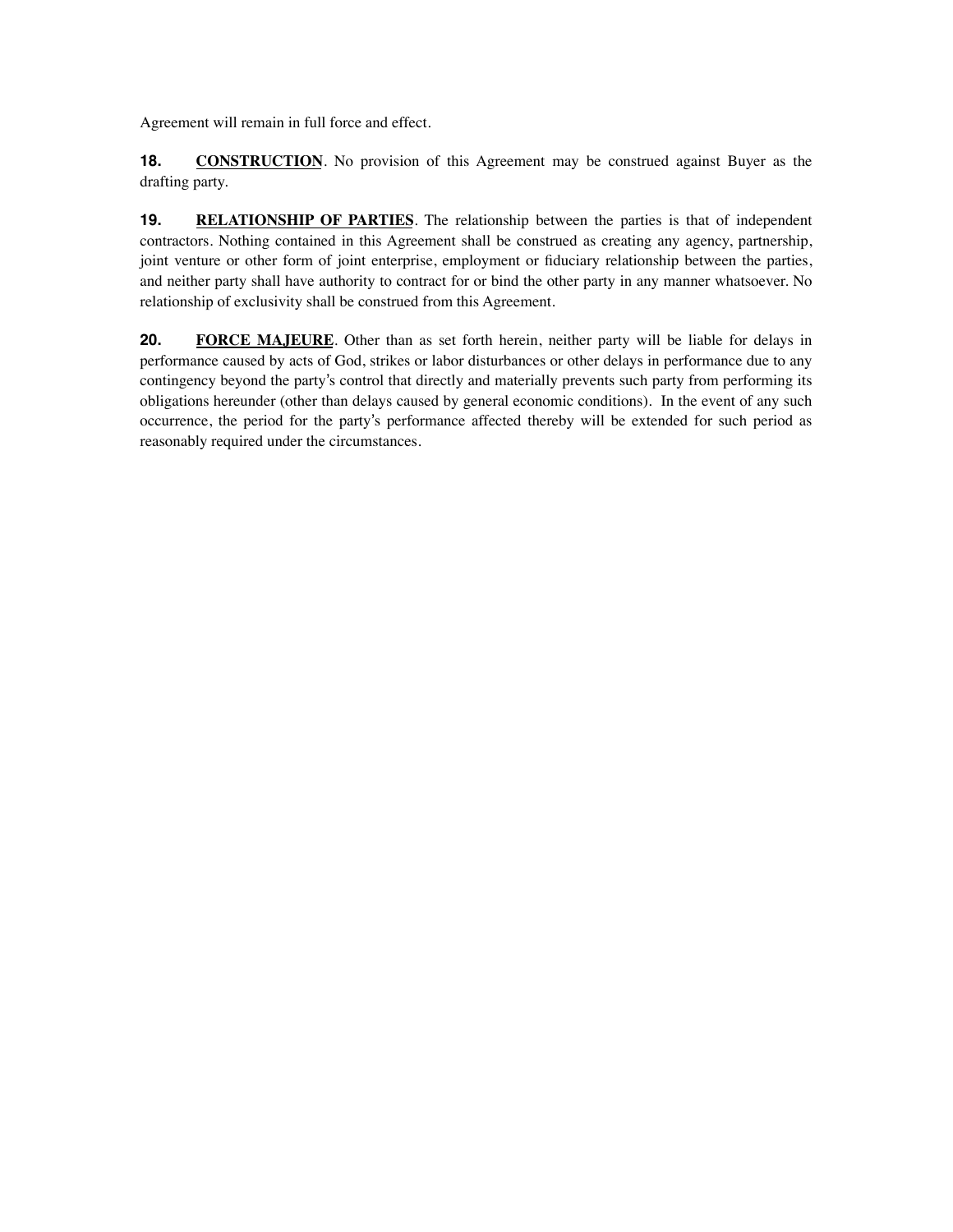Agreement will remain in full force and effect.

**18.** **CONSTRUCTION**. No provision of this Agreement may be construed against Buyer as the drafting party.

**19.** **RELATIONSHIP OF PARTIES**. The relationship between the parties is that of independent contractors. Nothing contained in this Agreement shall be construed as creating any agency, partnership, joint venture or other form of joint enterprise, employment or fiduciary relationship between the parties, and neither party shall have authority to contract for or bind the other party in any manner whatsoever. No relationship of exclusivity shall be construed from this Agreement.

**20.** **FORCE MAJEURE**. Other than as set forth herein, neither party will be liable for delays in performance caused by acts of God, strikes or labor disturbances or other delays in performance due to any contingency beyond the party's control that directly and materially prevents such party from performing its obligations hereunder (other than delays caused by general economic conditions). In the event of any such occurrence, the period for the party's performance affected thereby will be extended for such period as reasonably required under the circumstances.